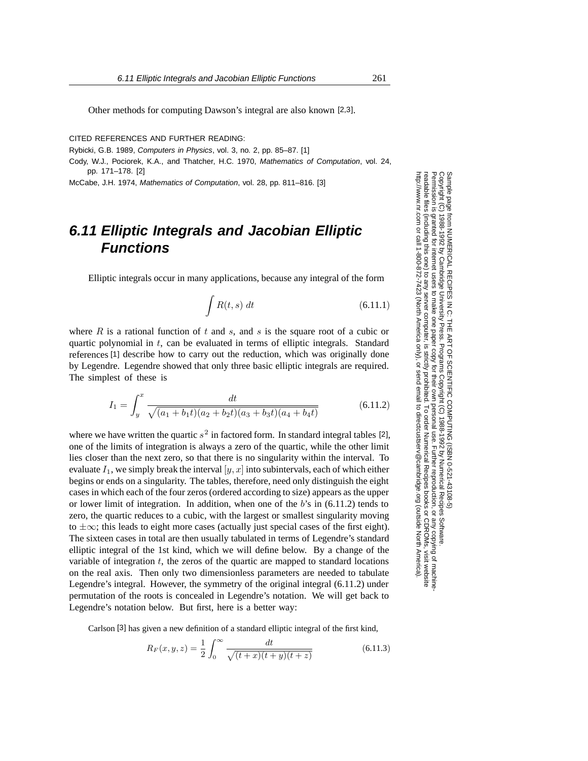Other methods for computing Dawson's integral are also known [2,3].

CITED REFERENCES AND FURTHER READING:

Rybicki, G.B. 1989, *Computers in Physics*, vol. 3, no. 2, pp. 85–87. [1]

Cody, W.J., Pociorek, K.A., and Thatcher, H.C. 1970, *Mathematics of Computation*, vol. 24, pp. 171–178. [2]

McCabe, J.H. 1974, *Mathematics of Computation*, vol. 28, pp. 811–816. [3]

## 6.11 Elliptic Integrals and Jacobian Elliptic Functions

Elliptic integrals occur in many applications, because any integral of the form

$$\int R(t, s)\, dt \tag{6.11.1}$$

where $R$ is a rational function of $t$ and $s$, and $s$ is the square root of a cubic or quartic polynomial in $t$, can be evaluated in terms of elliptic integrals. Standard references [1] describe how to carry out the reduction, which was originally done by Legendre. Legendre showed that only three basic elliptic integrals are required. The simplest of these is

$$I_1 = \int_y^x \frac{dt}{\sqrt{(a_1 + b_1 t)(a_2 + b_2 t)(a_3 + b_3 t)(a_4 + b_4 t)}} \tag{6.11.2}$$

where we have written the quartic $s^2$ in factored form. In standard integral tables [2], one of the limits of integration is always a zero of the quartic, while the other limit lies closer than the next zero, so that there is no singularity within the interval. To evaluate $I_1$, we simply break the interval $[y, x]$ into subintervals, each of which either begins or ends on a singularity. The tables, therefore, need only distinguish the eight cases in which each of the four zeros (ordered according to size) appears as the upper or lower limit of integration. In addition, when one of the $b$'s in (6.11.2) tends to zero, the quartic reduces to a cubic, with the largest or smallest singularity moving to $\pm\infty$; this leads to eight more cases (actually just special cases of the first eight). The sixteen cases in total are then usually tabulated in terms of Legendre's standard elliptic integral of the 1st kind, which we will define below. By a change of the variable of integration $t$, the zeros of the quartic are mapped to standard locations on the real axis. Then only two dimensionless parameters are needed to tabulate Legendre's integral. However, the symmetry of the original integral (6.11.2) under permutation of the roots is concealed in Legendre's notation. We will get back to Legendre's notation below. But first, here is a better way:

Carlson [3] has given a new definition of a standard elliptic integral of the first kind,

$$R_F(x, y, z) = \frac{1}{2} \int_0^\infty \frac{dt}{\sqrt{(t + x)(t + y)(t + z)}} \tag{6.11.3}$$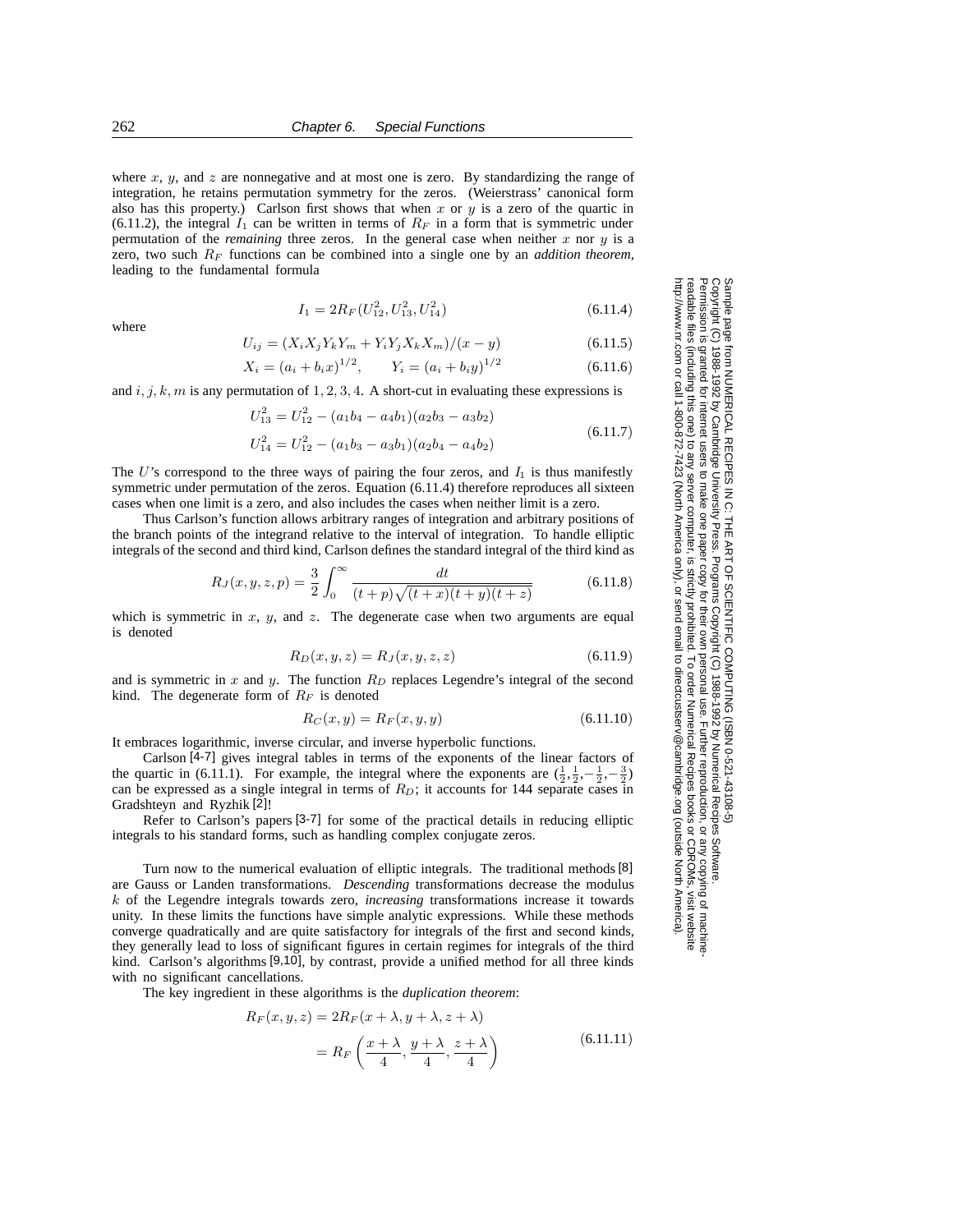where $x$, $y$, and $z$ are nonnegative and at most one is zero. By standardizing the range of integration, he retains permutation symmetry for the zeros. (Weierstrass' canonical form also has this property.) Carlson first shows that when $x$ or $y$ is a zero of the quartic in (6.11.2), the integral $I_1$ can be written in terms of $R_F$ in a form that is symmetric under permutation of the *remaining* three zeros. In the general case when neither $x$ nor $y$ is a zero, two such $R_F$ functions can be combined into a single one by an *addition theorem*, leading to the fundamental formula

$$I_1 = 2R_F(U_{12}^2, U_{13}^2, U_{14}^2) \tag{6.11.4}$$

where

$$U_{ij} = (X_i X_j Y_k Y_m + Y_i Y_j X_k X_m)/(x - y) \tag{6.11.5}$$

$$X_i = (a_i + b_i x)^{1/2}, \qquad Y_i = (a_i + b_i y)^{1/2} \tag{6.11.6}$$

and $i, j, k, m$ is any permutation of $1, 2, 3, 4$. A short-cut in evaluating these expressions is

$$\begin{aligned} U_{13}^2 &= U_{12}^2 - (a_1 b_4 - a_4 b_1)(a_2 b_3 - a_3 b_2) \\ U_{14}^2 &= U_{12}^2 - (a_1 b_3 - a_3 b_1)(a_2 b_4 - a_4 b_2) \end{aligned} \tag{6.11.7}$$

The $U$'s correspond to the three ways of pairing the four zeros, and $I_1$ is thus manifestly symmetric under permutation of the zeros. Equation (6.11.4) therefore reproduces all sixteen cases when one limit is a zero, and also includes the cases when neither limit is a zero.

Thus Carlson's function allows arbitrary ranges of integration and arbitrary positions of the branch points of the integrand relative to the interval of integration. To handle elliptic integrals of the second and third kind, Carlson defines the standard integral of the third kind as

$$R_J(x, y, z, p) = \frac{3}{2} \int_0^\infty \frac{dt}{(t + p)\sqrt{(t + x)(t + y)(t + z)}} \tag{6.11.8}$$

which is symmetric in $x$, $y$, and $z$. The degenerate case when two arguments are equal is denoted

$$R_D(x, y, z) = R_J(x, y, z, z) \tag{6.11.9}$$

and is symmetric in $x$ and $y$. The function $R_D$ replaces Legendre's integral of the second kind. The degenerate form of $R_F$ is denoted

$$R_C(x, y) = R_F(x, y, y) \tag{6.11.10}$$

It embraces logarithmic, inverse circular, and inverse hyperbolic functions.

Carlson [4-7] gives integral tables in terms of the exponents of the linear factors of the quartic in (6.11.1). For example, the integral where the exponents are $(\frac{1}{2}, \frac{1}{2}, -\frac{1}{2}, -\frac{3}{2})$ can be expressed as a single integral in terms of $R_D$; it accounts for 144 separate cases in Gradshteyn and Ryzhik [2]!

Refer to Carlson's papers [3-7] for some of the practical details in reducing elliptic integrals to his standard forms, such as handling complex conjugate zeros.

Turn now to the numerical evaluation of elliptic integrals. The traditional methods [8] are Gauss or Landen transformations. *Descending* transformations decrease the modulus $k$ of the Legendre integrals towards zero, *increasing* transformations increase it towards unity. In these limits the functions have simple analytic expressions. While these methods converge quadratically and are quite satisfactory for integrals of the first and second kinds, they generally lead to loss of significant figures in certain regimes for integrals of the third kind. Carlson's algorithms [9,10], by contrast, provide a unified method for all three kinds with no significant cancellations.

The key ingredient in these algorithms is the *duplication theorem*:

$$\begin{aligned} R_F(x, y, z) &= 2R_F(x + \lambda, y + \lambda, z + \lambda) \\ &= R_F\left(\frac{x + \lambda}{4}, \frac{y + \lambda}{4}, \frac{z + \lambda}{4}\right) \end{aligned} \tag{6.11.11}$$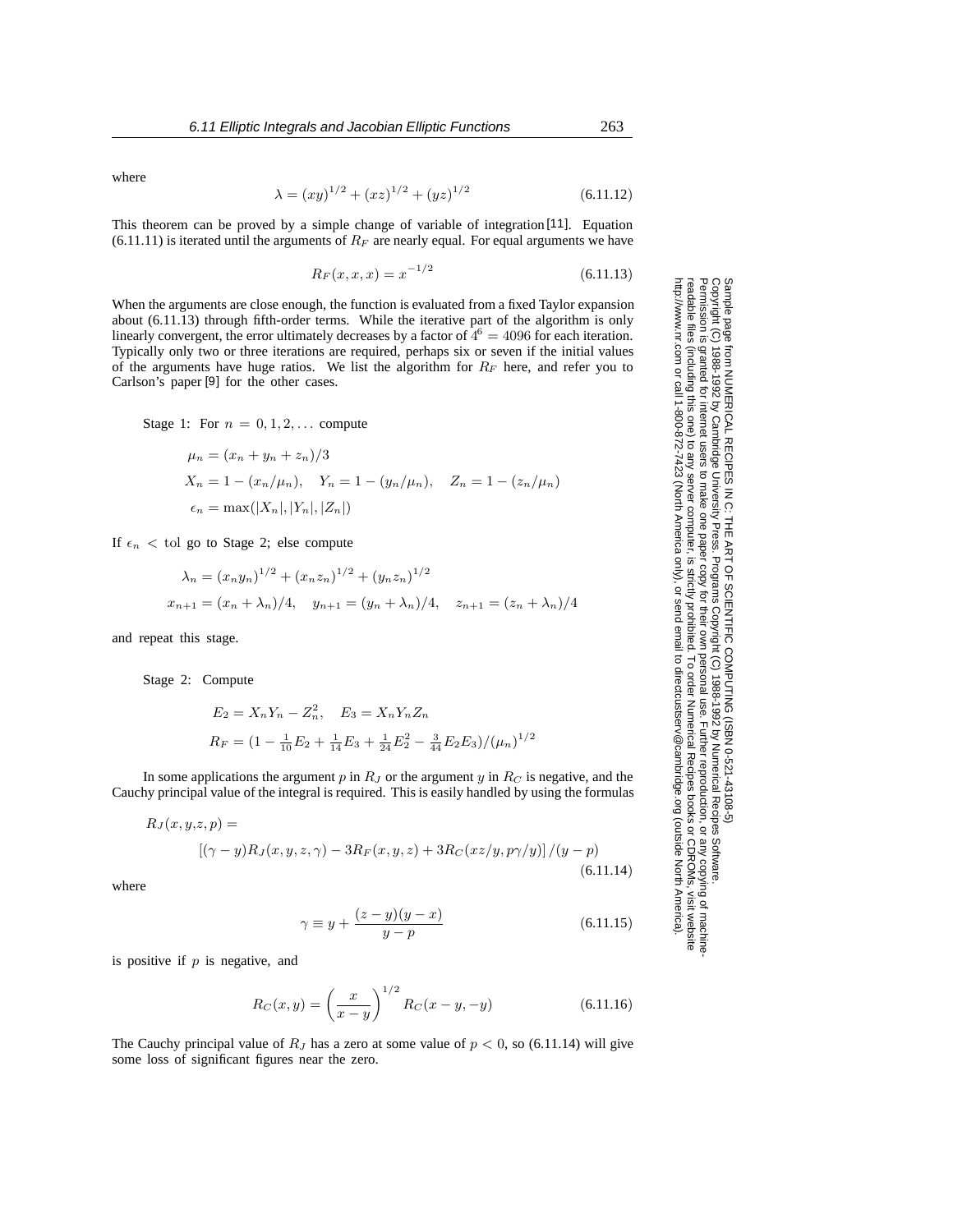where

$$\lambda = (xy)^{1/2} + (xz)^{1/2} + (yz)^{1/2} \tag{6.11.12}$$

This theorem can be proved by a simple change of variable of integration [11]. Equation (6.11.11) is iterated until the arguments of $R_F$ are nearly equal. For equal arguments we have

$$R_F(x, x, x) = x^{-1/2} \tag{6.11.13}$$

When the arguments are close enough, the function is evaluated from a fixed Taylor expansion about (6.11.13) through fifth-order terms. While the iterative part of the algorithm is only linearly convergent, the error ultimately decreases by a factor of $4^6 = 4096$ for each iteration. Typically only two or three iterations are required, perhaps six or seven if the initial values of the arguments have huge ratios. We list the algorithm for $R_F$ here, and refer you to Carlson's paper [9] for the other cases.

Stage 1: For $n = 0, 1, 2, \ldots$ compute

$$\mu_n = (x_n + y_n + z_n)/3$$
$$X_n = 1 - (x_n/\mu_n), \quad Y_n = 1 - (y_n/\mu_n), \quad Z_n = 1 - (z_n/\mu_n)$$
$$\epsilon_n = \max(|X_n|, |Y_n|, |Z_n|)$$

If $\epsilon_n < \text{tol}$ go to Stage 2; else compute

$$\lambda_n = (x_n y_n)^{1/2} + (x_n z_n)^{1/2} + (y_n z_n)^{1/2}$$
$$x_{n+1} = (x_n + \lambda_n)/4, \quad y_{n+1} = (y_n + \lambda_n)/4, \quad z_{n+1} = (z_n + \lambda_n)/4$$

and repeat this stage.

Stage 2: Compute

$$E_2 = X_n Y_n - Z_n^2, \quad E_3 = X_n Y_n Z_n$$
$$R_F = (1 - \tfrac{1}{10}E_2 + \tfrac{1}{14}E_3 + \tfrac{1}{24}E_2^2 - \tfrac{3}{44}E_2 E_3)/(\mu_n)^{1/2}$$

In some applications the argument $p$ in $R_J$ or the argument $y$ in $R_C$ is negative, and the Cauchy principal value of the integral is required. This is easily handled by using the formulas

$$R_J(x,y,z,p) = \left[(\gamma - y)R_J(x, y, z, \gamma) - 3R_F(x, y, z) + 3R_C(xz/y, p\gamma/y)\right]/(y - p) \tag{6.11.14}$$

where

$$\gamma \equiv y + \frac{(z - y)(y - x)}{y - p} \tag{6.11.15}$$

is positive if $p$ is negative, and

$$R_C(x, y) = \left(\frac{x}{x - y}\right)^{1/2} R_C(x - y, -y) \tag{6.11.16}$$

The Cauchy principal value of $R_J$ has a zero at some value of $p < 0$, so (6.11.14) will give some loss of significant figures near the zero.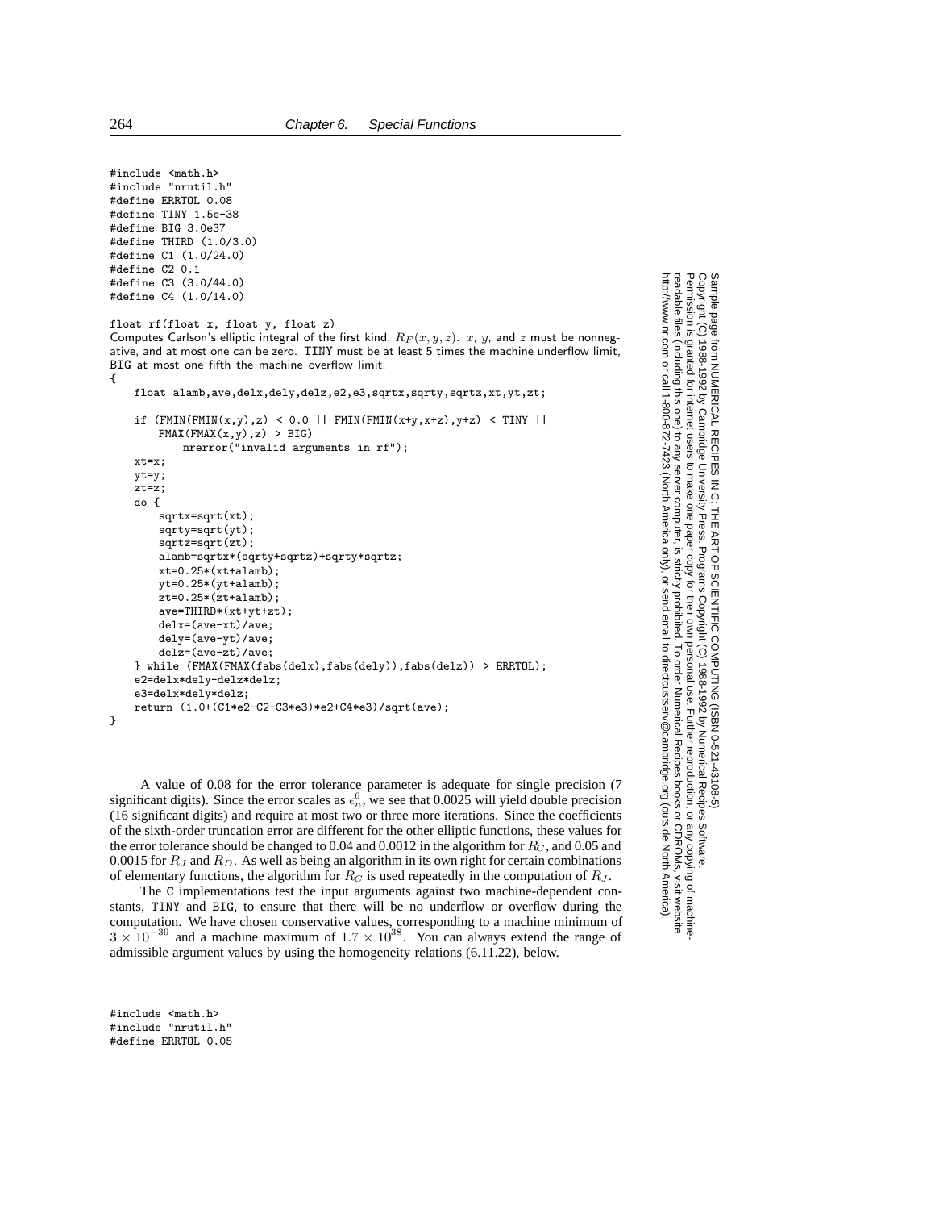```
#include <math.h>
#include "nrutil.h"
#define ERRTOL 0.08
#define TINY 1.5e-38
#define BIG 3.0e37
#define THIRD (1.0/3.0)
#define C1 (1.0/24.0)
#define C2 0.1
#define C3 (3.0/44.0)
#define C4 (1.0/14.0)

float rf(float x, float y, float z)
```

Computes Carlson's elliptic integral of the first kind, $R_F(x, y, z)$. $x$, $y$, and $z$ must be nonnegative, and at most one can be zero. TINY must be at least 5 times the machine underflow limit, BIG at most one fifth the machine overflow limit.

```
{
    float alamb,ave,delx,dely,delz,e2,e3,sqrtx,sqrty,sqrtz,xt,yt,zt;

    if (FMIN(FMIN(x,y),z) < 0.0 || FMIN(FMIN(x+y,x+z),y+z) < TINY ||
        FMAX(FMAX(x,y),z) > BIG)
            nrerror("invalid arguments in rf");
    xt=x;
    yt=y;
    zt=z;
    do {
        sqrtx=sqrt(xt);
        sqrty=sqrt(yt);
        sqrtz=sqrt(zt);
        alamb=sqrtx*(sqrty+sqrtz)+sqrty*sqrtz;
        xt=0.25*(xt+alamb);
        yt=0.25*(yt+alamb);
        zt=0.25*(zt+alamb);
        ave=THIRD*(xt+yt+zt);
        delx=(ave-xt)/ave;
        dely=(ave-yt)/ave;
        delz=(ave-zt)/ave;
    } while (FMAX(FMAX(fabs(delx),fabs(dely)),fabs(delz)) > ERRTOL);
    e2=delx*dely-delz*delz;
    e3=delx*dely*delz;
    return (1.0+(C1*e2-C2-C3*e3)*e2+C4*e3)/sqrt(ave);
}
```

A value of 0.08 for the error tolerance parameter is adequate for single precision (7 significant digits). Since the error scales as $\epsilon_n^6$, we see that 0.0025 will yield double precision (16 significant digits) and require at most two or three more iterations. Since the coefficients of the sixth-order truncation error are different for the other elliptic functions, these values for the error tolerance should be changed to 0.04 and 0.0012 in the algorithm for $R_C$, and 0.05 and 0.0015 for $R_J$ and $R_D$. As well as being an algorithm in its own right for certain combinations of elementary functions, the algorithm for $R_C$ is used repeatedly in the computation of $R_J$.

The C implementations test the input arguments against two machine-dependent constants, TINY and BIG, to ensure that there will be no underflow or overflow during the computation. We have chosen conservative values, corresponding to a machine minimum of $3 \times 10^{-39}$ and a machine maximum of $1.7 \times 10^{38}$. You can always extend the range of admissible argument values by using the homogeneity relations (6.11.22), below.

```
#include <math.h>
#include "nrutil.h"
#define ERRTOL 0.05
```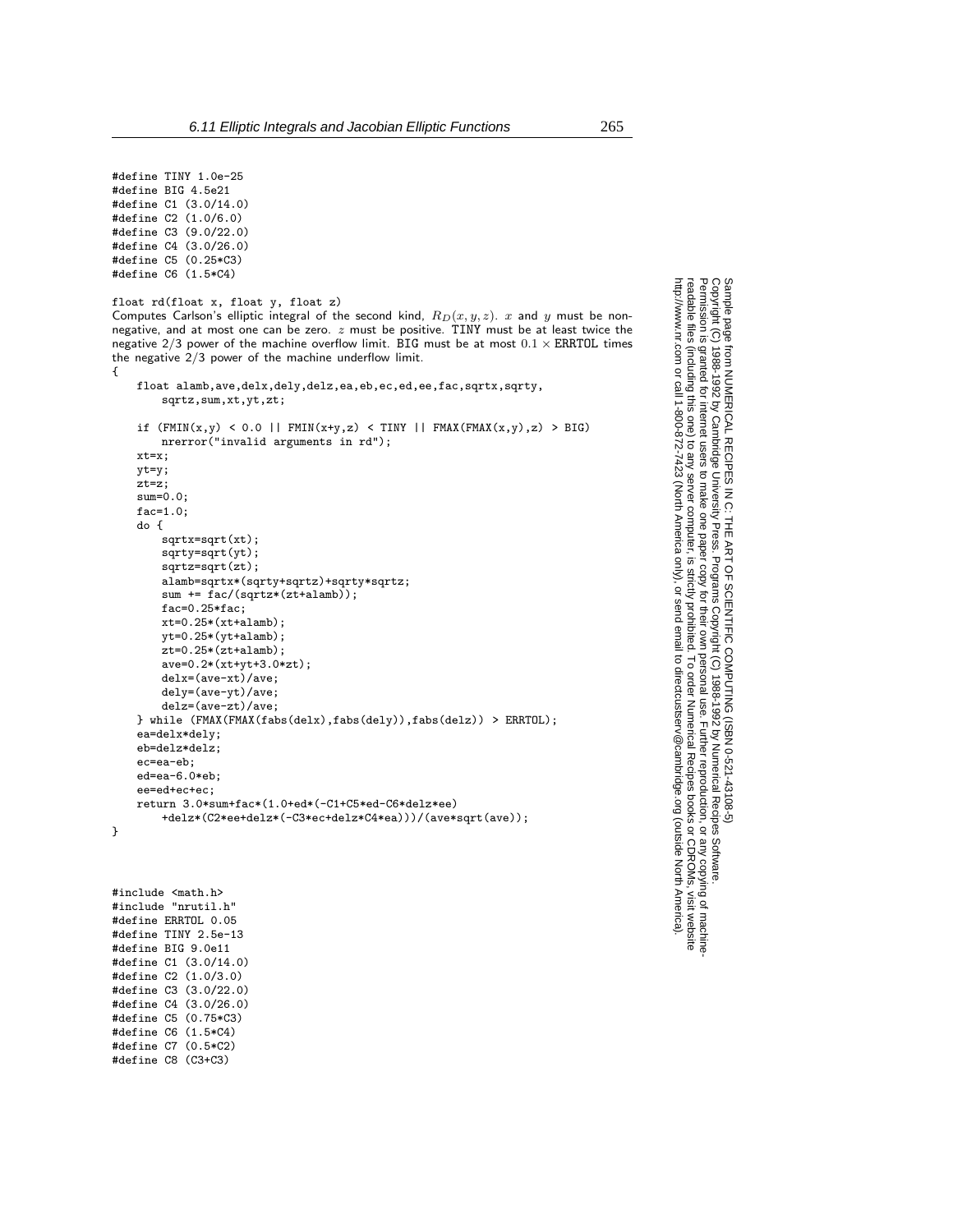```
#define TINY 1.0e-25
#define BIG 4.5e21
#define C1 (3.0/14.0)
#define C2 (1.0/6.0)
#define C3 (9.0/22.0)
#define C4 (3.0/26.0)
#define C5 (0.25*C3)
#define C6 (1.5*C4)

float rd(float x, float y, float z)
```

Computes Carlson's elliptic integral of the second kind, $R_D(x, y, z)$. $x$ and $y$ must be nonnegative, and at most one can be zero. $z$ must be positive. TINY must be at least twice the negative 2/3 power of the machine overflow limit. BIG must be at most $0.1 \times$ ERRTOL times the negative 2/3 power of the machine underflow limit.

```
{
    float alamb,ave,delx,dely,delz,ea,eb,ec,ed,ee,fac,sqrtx,sqrty,
        sqrtz,sum,xt,yt,zt;

    if (FMIN(x,y) < 0.0 || FMIN(x+y,z) < TINY || FMAX(FMAX(x,y),z) > BIG)
        nrerror("invalid arguments in rd");
    xt=x;
    yt=y;
    zt=z;
    sum=0.0;
    fac=1.0;
    do {
        sqrtx=sqrt(xt);
        sqrty=sqrt(yt);
        sqrtz=sqrt(zt);
        alamb=sqrtx*(sqrty+sqrtz)+sqrty*sqrtz;
        sum += fac/(sqrtz*(zt+alamb));
        fac=0.25*fac;
        xt=0.25*(xt+alamb);
        yt=0.25*(yt+alamb);
        zt=0.25*(zt+alamb);
        ave=0.2*(xt+yt+3.0*zt);
        delx=(ave-xt)/ave;
        dely=(ave-yt)/ave;
        delz=(ave-zt)/ave;
    } while (FMAX(FMAX(fabs(delx),fabs(dely)),fabs(delz)) > ERRTOL);
    ea=delx*dely;
    eb=delz*delz;
    ec=ea-eb;
    ed=ea-6.0*eb;
    ee=ed+ec+ec;
    return 3.0*sum+fac*(1.0+ed*(-C1+C5*ed-C6*delz*ee)
        +delz*(C2*ee+delz*(-C3*ec+delz*C4*ea)))/(ave*sqrt(ave));
}
```

```
#include <math.h>
#include "nrutil.h"
#define ERRTOL 0.05
#define TINY 2.5e-13
#define BIG 9.0e11
#define C1 (3.0/14.0)
#define C2 (1.0/3.0)
#define C3 (3.0/22.0)
#define C4 (3.0/26.0)
#define C5 (0.75*C3)
#define C6 (1.5*C4)
#define C7 (0.5*C2)
#define C8 (C3+C3)
```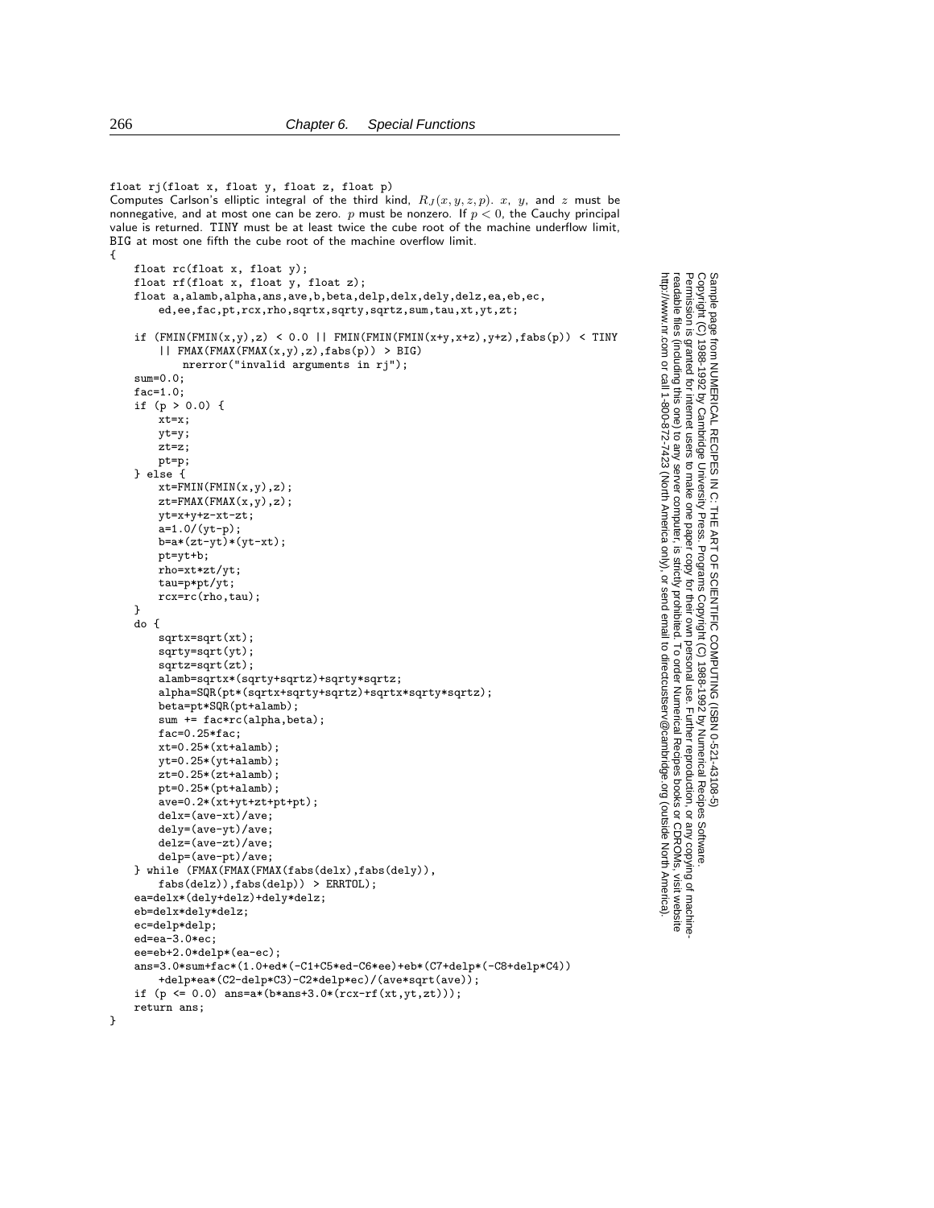```c
float rj(float x, float y, float z, float p)
```

Computes Carlson's elliptic integral of the third kind, $R_J(x, y, z, p)$. $x$, $y$, and $z$ must be nonnegative, and at most one can be zero. $p$ must be nonzero. If $p < 0$, the Cauchy principal value is returned. TINY must be at least twice the cube root of the machine underflow limit, BIG at most one fifth the cube root of the machine overflow limit.

```c
{
    float rc(float x, float y);
    float rf(float x, float y, float z);
    float a,alamb,alpha,ans,ave,b,beta,delp,delx,dely,delz,ea,eb,ec,
        ed,ee,fac,pt,rcx,rho,sqrtx,sqrty,sqrtz,sum,tau,xt,yt,zt;

    if (FMIN(FMIN(x,y),z) < 0.0 || FMIN(FMIN(FMIN(x+y,x+z),y+z),fabs(p)) < TINY
        || FMAX(FMAX(FMAX(x,y),z),fabs(p)) > BIG)
            nrerror("invalid arguments in rj");
    sum=0.0;
    fac=1.0;
    if (p > 0.0) {
        xt=x;
        yt=y;
        zt=z;
        pt=p;
    } else {
        xt=FMIN(FMIN(x,y),z);
        zt=FMAX(FMAX(x,y),z);
        yt=x+y+z-xt-zt;
        a=1.0/(yt-p);
        b=a*(zt-yt)*(yt-xt);
        pt=yt+b;
        rho=xt*zt/yt;
        tau=p*pt/yt;
        rcx=rc(rho,tau);
    }
    do {
        sqrtx=sqrt(xt);
        sqrty=sqrt(yt);
        sqrtz=sqrt(zt);
        alamb=sqrtx*(sqrty+sqrtz)+sqrty*sqrtz;
        alpha=SQR(pt*(sqrtx+sqrty+sqrtz)+sqrtx*sqrty*sqrtz);
        beta=pt*SQR(pt+alamb);
        sum += fac*rc(alpha,beta);
        fac=0.25*fac;
        xt=0.25*(xt+alamb);
        yt=0.25*(yt+alamb);
        zt=0.25*(zt+alamb);
        pt=0.25*(pt+alamb);
        ave=0.2*(xt+yt+zt+pt+pt);
        delx=(ave-xt)/ave;
        dely=(ave-yt)/ave;
        delz=(ave-zt)/ave;
        delp=(ave-pt)/ave;
    } while (FMAX(FMAX(FMAX(fabs(delx),fabs(dely)),
        fabs(delz)),fabs(delp)) > ERRTOL);
    ea=delx*(dely+delz)+dely*delz;
    eb=delx*dely*delz;
    ec=delp*delp;
    ed=ea-3.0*ec;
    ee=eb+2.0*delp*(ea-ec);
    ans=3.0*sum+fac*(1.0+ed*(-C1+C5*ed-C6*ee)+eb*(C7+delp*(-C8+delp*C4))
        +delp*ea*(C2-delp*C3)-C2*delp*ec)/(ave*sqrt(ave));
    if (p <= 0.0) ans=a*(b*ans+3.0*(rcx-rf(xt,yt,zt)));
    return ans;
}
```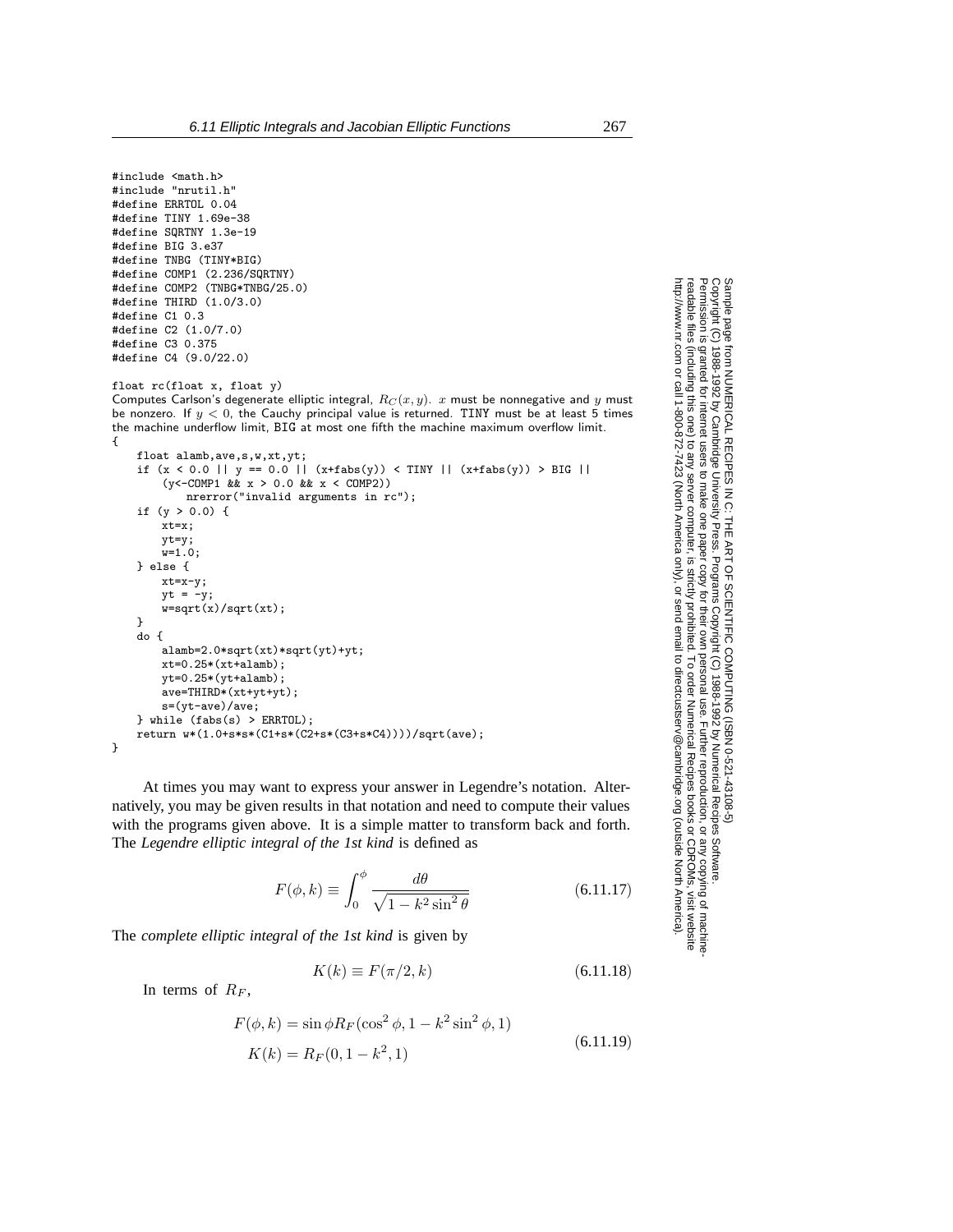```c
#include <math.h>
#include "nrutil.h"
#define ERRTOL 0.04
#define TINY 1.69e-38
#define SQRTNY 1.3e-19
#define BIG 3.e37
#define TNBG (TINY*BIG)
#define COMP1 (2.236/SQRTNY)
#define COMP2 (TNBG*TNBG/25.0)
#define THIRD (1.0/3.0)
#define C1 0.3
#define C2 (1.0/7.0)
#define C3 0.375
#define C4 (9.0/22.0)

float rc(float x, float y)
```

Computes Carlson's degenerate elliptic integral, $R_C(x, y)$. $x$ must be nonnegative and $y$ must be nonzero. If $y < 0$, the Cauchy principal value is returned. TINY must be at least 5 times the machine underflow limit, BIG at most one fifth the machine maximum overflow limit.

```c
{
    float alamb,ave,s,w,xt,yt;
    if (x < 0.0 || y == 0.0 || (x+fabs(y)) < TINY || (x+fabs(y)) > BIG ||
        (y<-COMP1 && x > 0.0 && x < COMP2))
            nrerror("invalid arguments in rc");
    if (y > 0.0) {
        xt=x;
        yt=y;
        w=1.0;
    } else {
        xt=x-y;
        yt = -y;
        w=sqrt(x)/sqrt(xt);
    }
    do {
        alamb=2.0*sqrt(xt)*sqrt(yt)+yt;
        xt=0.25*(xt+alamb);
        yt=0.25*(yt+alamb);
        ave=THIRD*(xt+yt+yt);
        s=(yt-ave)/ave;
    } while (fabs(s) > ERRTOL);
    return w*(1.0+s*s*(C1+s*(C2+s*(C3+s*C4))))/sqrt(ave);
}
```

At times you may want to express your answer in Legendre's notation. Alternatively, you may be given results in that notation and need to compute their values with the programs given above. It is a simple matter to transform back and forth. The *Legendre elliptic integral of the 1st kind* is defined as

$$F(\phi, k) \equiv \int_0^\phi \frac{d\theta}{\sqrt{1 - k^2 \sin^2 \theta}} \tag{6.11.17}$$

The *complete elliptic integral of the 1st kind* is given by

$$K(k) \equiv F(\pi/2, k) \tag{6.11.18}$$

In terms of $R_F$,

$$\begin{aligned} F(\phi, k) &= \sin\phi R_F(\cos^2\phi, 1 - k^2 \sin^2\phi, 1) \\ K(k) &= R_F(0, 1 - k^2, 1) \end{aligned} \tag{6.11.19}$$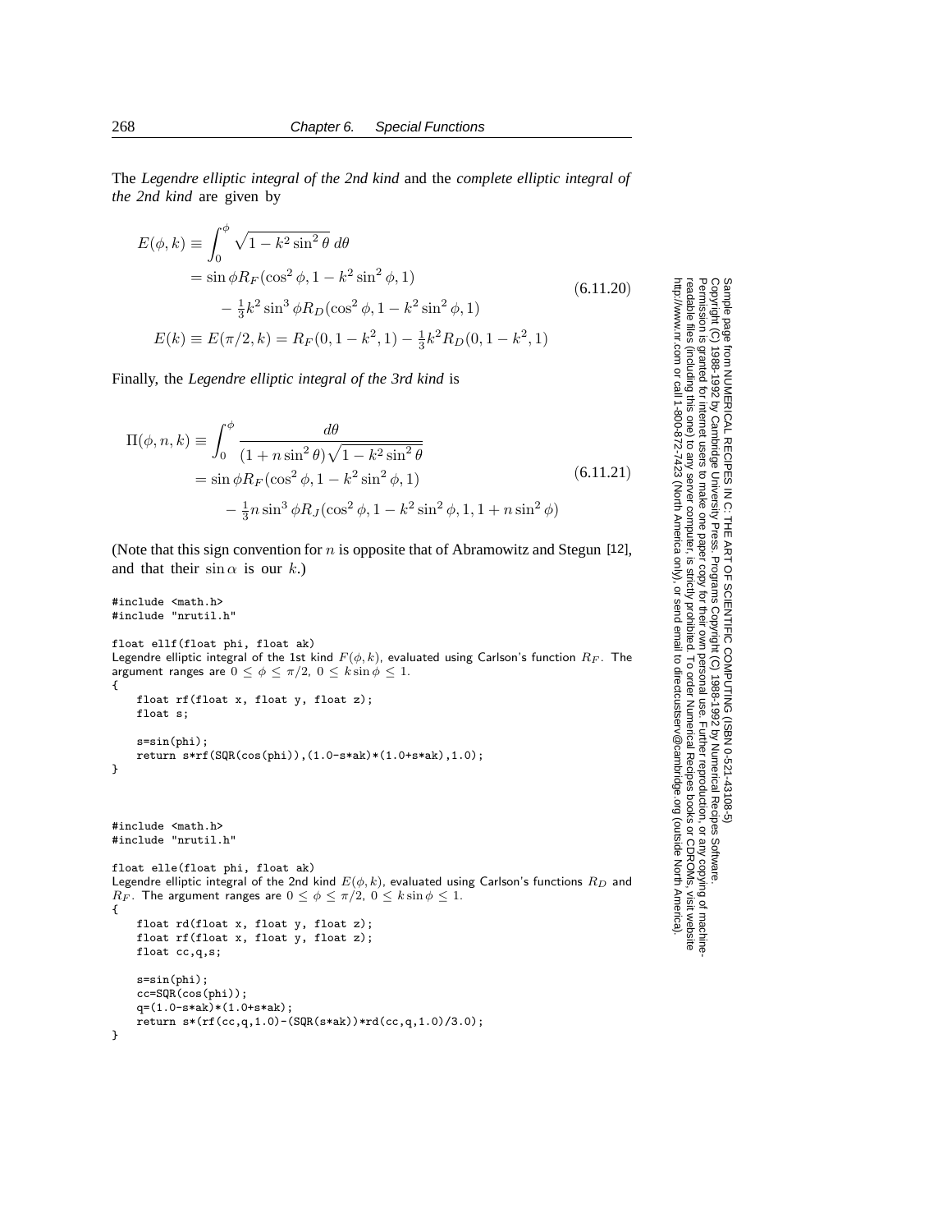The *Legendre elliptic integral of the 2nd kind* and the *complete elliptic integral of the 2nd kind* are given by

$$
\begin{aligned}
E(\phi,k) &\equiv \int_0^\phi \sqrt{1-k^2\sin^2\theta}\,d\theta \\
&= \sin\phi R_F(\cos^2\phi, 1-k^2\sin^2\phi, 1) \\
&\qquad - \tfrac{1}{3}k^2\sin^3\phi R_D(\cos^2\phi, 1-k^2\sin^2\phi, 1) \\
E(k) &\equiv E(\pi/2,k) = R_F(0,1-k^2,1) - \tfrac{1}{3}k^2 R_D(0,1-k^2,1)
\end{aligned}
\tag{6.11.20}
$$

Finally, the *Legendre elliptic integral of the 3rd kind* is

$$
\begin{aligned}
\Pi(\phi,n,k) &\equiv \int_0^\phi \frac{d\theta}{(1+n\sin^2\theta)\sqrt{1-k^2\sin^2\theta}} \\
&= \sin\phi R_F(\cos^2\phi, 1-k^2\sin^2\phi, 1) \\
&\qquad - \tfrac{1}{3}n\sin^3\phi R_J(\cos^2\phi, 1-k^2\sin^2\phi, 1, 1+n\sin^2\phi)
\end{aligned}
\tag{6.11.21}
$$

(Note that this sign convention for $n$ is opposite that of Abramowitz and Stegun [12], and that their $\sin\alpha$ is our $k$.)

```
#include <math.h>
#include "nrutil.h"

float ellf(float phi, float ak)
```
Legendre elliptic integral of the 1st kind $F(\phi,k)$, evaluated using Carlson's function $R_F$. The argument ranges are $0 \le \phi \le \pi/2$, $0 \le k\sin\phi \le 1$.
```
{
    float rf(float x, float y, float z);
    float s;

    s=sin(phi);
    return s*rf(SQR(cos(phi)),(1.0-s*ak)*(1.0+s*ak),1.0);
}
```

```
#include <math.h>
#include "nrutil.h"

float elle(float phi, float ak)
```
Legendre elliptic integral of the 2nd kind $E(\phi,k)$, evaluated using Carlson's functions $R_D$ and $R_F$. The argument ranges are $0 \le \phi \le \pi/2$, $0 \le k\sin\phi \le 1$.
```
{
    float rd(float x, float y, float z);
    float rf(float x, float y, float z);
    float cc,q,s;

    s=sin(phi);
    cc=SQR(cos(phi));
    q=(1.0-s*ak)*(1.0+s*ak);
    return s*(rf(cc,q,1.0)-(SQR(s*ak))*rd(cc,q,1.0)/3.0);
}
```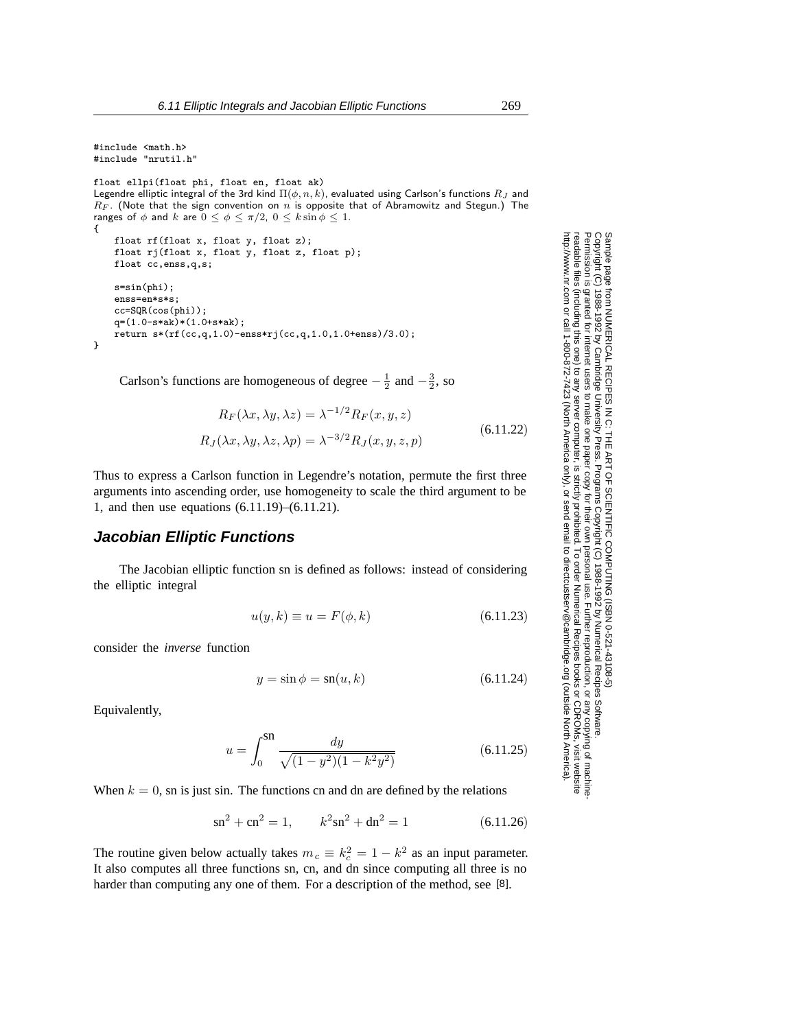```
#include <math.h>
#include "nrutil.h"

float ellpi(float phi, float en, float ak)
```
Legendre elliptic integral of the 3rd kind $\Pi(\phi, n, k)$, evaluated using Carlson's functions $R_J$ and $R_F$. (Note that the sign convention on $n$ is opposite that of Abramowitz and Stegun.) The ranges of $\phi$ and $k$ are $0 \le \phi \le \pi/2$, $0 \le k \sin\phi \le 1$.
```
{
    float rf(float x, float y, float z);
    float rj(float x, float y, float z, float p);
    float cc,enss,q,s;

    s=sin(phi);
    enss=en*s*s;
    cc=SQR(cos(phi));
    q=(1.0-s*ak)*(1.0+s*ak);
    return s*(rf(cc,q,1.0)-enss*rj(cc,q,1.0,1.0+enss)/3.0);
}
```

Carlson's functions are homogeneous of degree $-\frac{1}{2}$ and $-\frac{3}{2}$, so

$$
\begin{aligned}
R_F(\lambda x, \lambda y, \lambda z) &= \lambda^{-1/2} R_F(x, y, z) \\
R_J(\lambda x, \lambda y, \lambda z, \lambda p) &= \lambda^{-3/2} R_J(x, y, z, p)
\end{aligned}
\tag{6.11.22}
$$

Thus to express a Carlson function in Legendre's notation, permute the first three arguments into ascending order, use homogeneity to scale the third argument to be 1, and then use equations (6.11.19)–(6.11.21).

## Jacobian Elliptic Functions

The Jacobian elliptic function sn is defined as follows: instead of considering the elliptic integral

$$
u(y, k) \equiv u = F(\phi, k) \tag{6.11.23}
$$

consider the *inverse* function

$$
y = \sin\phi = \mathrm{sn}(u, k) \tag{6.11.24}
$$

Equivalently,

$$
u = \int_0^{\mathrm{sn}} \frac{dy}{\sqrt{(1 - y^2)(1 - k^2 y^2)}} \tag{6.11.25}
$$

When $k = 0$, sn is just sin. The functions cn and dn are defined by the relations

$$
\mathrm{sn}^2 + \mathrm{cn}^2 = 1, \qquad k^2\mathrm{sn}^2 + \mathrm{dn}^2 = 1 \tag{6.11.26}
$$

The routine given below actually takes $m_c \equiv k_c^2 = 1 - k^2$ as an input parameter. It also computes all three functions sn, cn, and dn since computing all three is no harder than computing any one of them. For a description of the method, see [8].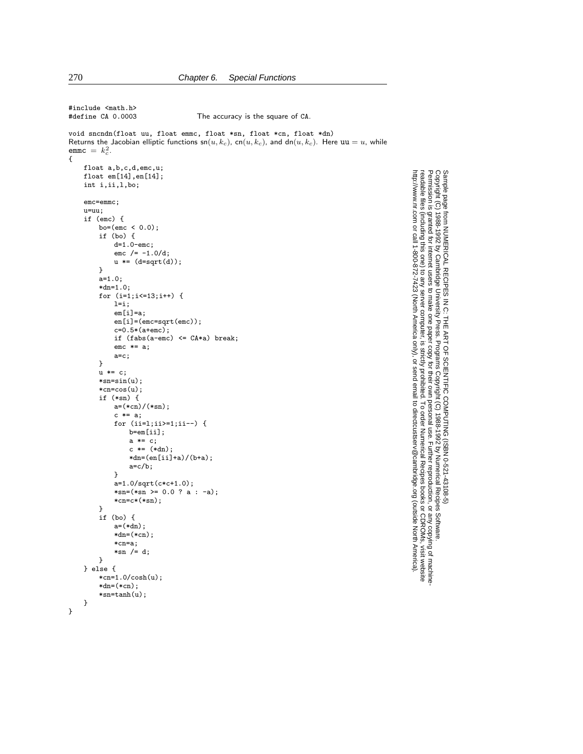```c
#include <math.h>
#define CA 0.0003                  The accuracy is the square of CA.

void sncndn(float uu, float emmc, float *sn, float *cn, float *dn)
```
Returns the Jacobian elliptic functions $\text{sn}(u, k_c)$, $\text{cn}(u, k_c)$, and $\text{dn}(u, k_c)$. Here uu $= u$, while emmc $= k_c^2$.
```c
{
    float a,b,c,d,emc,u;
    float em[14],en[14];
    int i,ii,l,bo;

    emc=emmc;
    u=uu;
    if (emc) {
        bo=(emc < 0.0);
        if (bo) {
            d=1.0-emc;
            emc /= -1.0/d;
            u *= (d=sqrt(d));
        }
        a=1.0;
        *dn=1.0;
        for (i=1;i<=13;i++) {
            l=i;
            em[i]=a;
            en[i]=(emc=sqrt(emc));
            c=0.5*(a+emc);
            if (fabs(a-emc) <= CA*a) break;
            emc *= a;
            a=c;
        }
        u *= c;
        *sn=sin(u);
        *cn=cos(u);
        if (*sn) {
            a=(*cn)/(*sn);
            c *= a;
            for (ii=l;ii>=1;ii--) {
                b=em[ii];
                a *= c;
                c *= (*dn);
                *dn=(en[ii]+a)/(b+a);
                a=c/b;
            }
            a=1.0/sqrt(c*c+1.0);
            *sn=(*sn >= 0.0 ? a : -a);
            *cn=c*(*sn);
        }
        if (bo) {
            a=(*dn);
            *dn=(*cn);
            *cn=a;
            *sn /= d;
        }
    } else {
        *cn=1.0/cosh(u);
        *dn=(*cn);
        *sn=tanh(u);
    }
}
```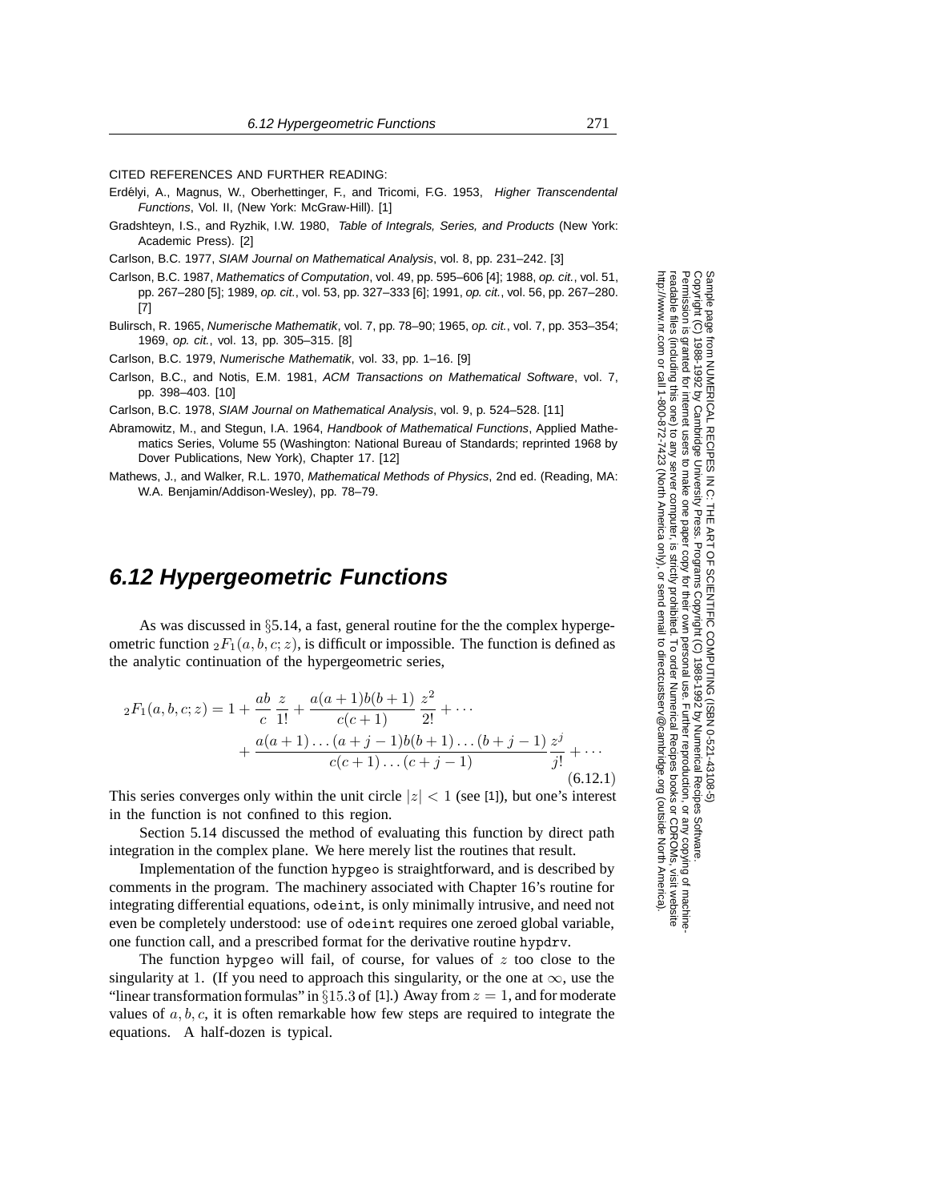CITED REFERENCES AND FURTHER READING:

Erdélyi, A., Magnus, W., Oberhettinger, F., and Tricomi, F.G. 1953, *Higher Transcendental Functions*, Vol. II, (New York: McGraw-Hill). [1]

Gradshteyn, I.S., and Ryzhik, I.W. 1980, *Table of Integrals, Series, and Products* (New York: Academic Press). [2]

Carlson, B.C. 1977, *SIAM Journal on Mathematical Analysis*, vol. 8, pp. 231–242. [3]

Carlson, B.C. 1987, *Mathematics of Computation*, vol. 49, pp. 595–606 [4]; 1988, *op. cit.*, vol. 51, pp. 267–280 [5]; 1989, *op. cit.*, vol. 53, pp. 327–333 [6]; 1991, *op. cit.*, vol. 56, pp. 267–280. [7]

Bulirsch, R. 1965, *Numerische Mathematik*, vol. 7, pp. 78–90; 1965, *op. cit.*, vol. 7, pp. 353–354; 1969, *op. cit.*, vol. 13, pp. 305–315. [8]

Carlson, B.C. 1979, *Numerische Mathematik*, vol. 33, pp. 1–16. [9]

Carlson, B.C., and Notis, E.M. 1981, *ACM Transactions on Mathematical Software*, vol. 7, pp. 398–403. [10]

Carlson, B.C. 1978, *SIAM Journal on Mathematical Analysis*, vol. 9, p. 524–528. [11]

Abramowitz, M., and Stegun, I.A. 1964, *Handbook of Mathematical Functions*, Applied Mathematics Series, Volume 55 (Washington: National Bureau of Standards; reprinted 1968 by Dover Publications, New York), Chapter 17. [12]

Mathews, J., and Walker, R.L. 1970, *Mathematical Methods of Physics*, 2nd ed. (Reading, MA: W.A. Benjamin/Addison-Wesley), pp. 78–79.

## 6.12 Hypergeometric Functions

As was discussed in §5.14, a fast, general routine for the the complex hypergeometric function ${}_2F_1(a, b, c; z)$, is difficult or impossible. The function is defined as the analytic continuation of the hypergeometric series,

$$
\begin{aligned}
{}_2F_1(a, b, c; z) = 1 + \frac{ab}{c}\frac{z}{1!} + \frac{a(a+1)b(b+1)}{c(c+1)}\frac{z^2}{2!} + \cdots \\
+ \frac{a(a+1)\dots(a+j-1)b(b+1)\dots(b+j-1)}{c(c+1)\dots(c+j-1)}\frac{z^j}{j!} + \cdots
\end{aligned}
\tag{6.12.1}
$$

This series converges only within the unit circle $|z| < 1$ (see [1]), but one's interest in the function is not confined to this region.

Section 5.14 discussed the method of evaluating this function by direct path integration in the complex plane. We here merely list the routines that result.

Implementation of the function hypgeo is straightforward, and is described by comments in the program. The machinery associated with Chapter 16's routine for integrating differential equations, odeint, is only minimally intrusive, and need not even be completely understood: use of odeint requires one zeroed global variable, one function call, and a prescribed format for the derivative routine hypdrv.

The function hypgeo will fail, of course, for values of $z$ too close to the singularity at 1. (If you need to approach this singularity, or the one at $\infty$, use the "linear transformation formulas" in §15.3 of [1].) Away from $z = 1$, and for moderate values of $a, b, c$, it is often remarkable how few steps are required to integrate the equations. A half-dozen is typical.